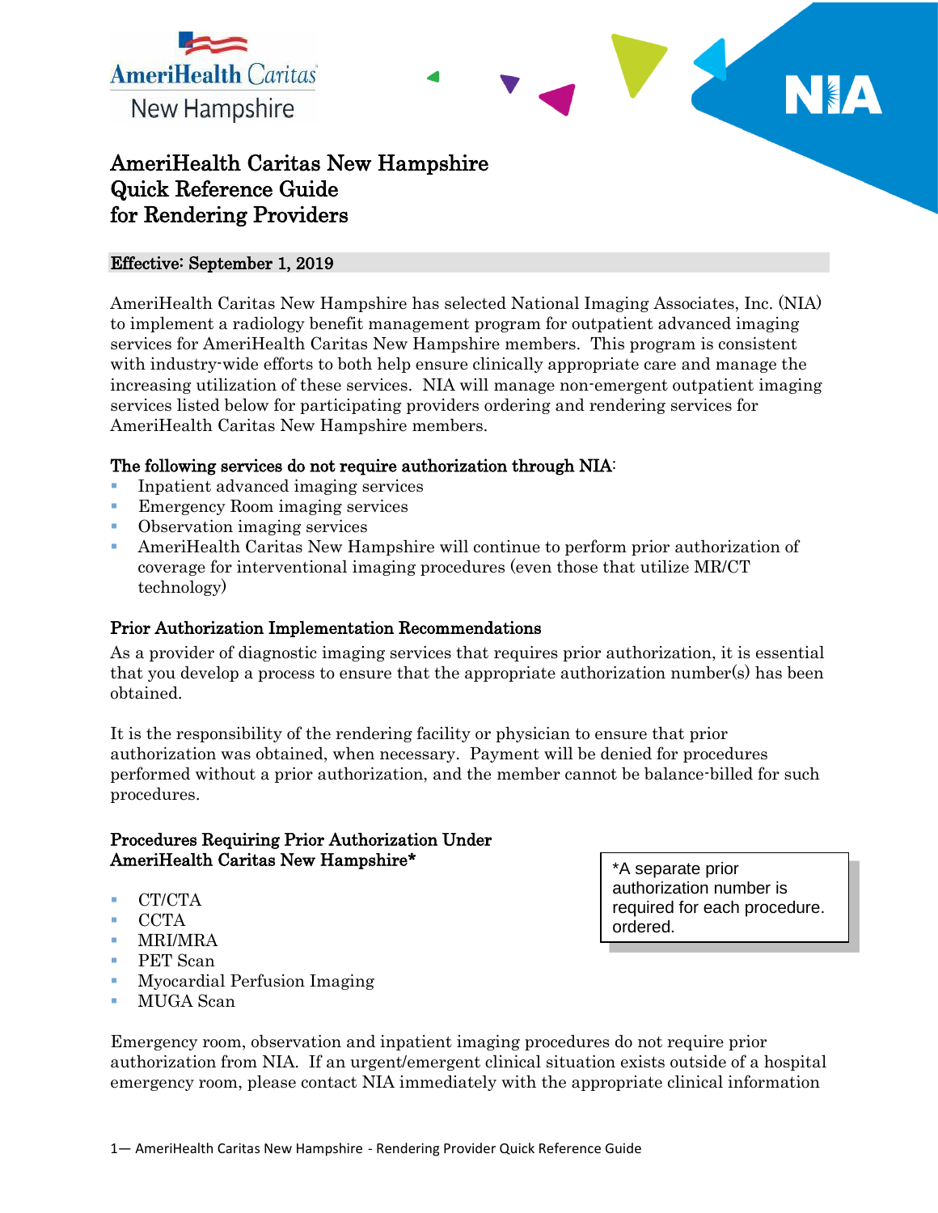AmeriHealth Caritas New Hampshire

# AmeriHealth Caritas New Hampshire Quick Reference Guide for Rendering Providers

**Effective: September 1, 2019**

AmeriHealth Caritas New Hampshire has selected National Imaging Associates, Inc. (NIA) to implement a radiology benefit management program for outpatient advanced imaging services for AmeriHealth Caritas New Hampshire members. This program is consistent with industry-wide efforts to both help ensure clinically appropriate care and manage the increasing utilization of these services. NIA will manage non-emergent outpatient imaging services listed below for participating providers ordering and rendering services for AmeriHealth Caritas New Hampshire members.

**The following services do not require authorization through NIA:**

- Inpatient advanced imaging services
- Emergency Room imaging services
- Observation imaging services
- AmeriHealth Caritas New Hampshire will continue to perform prior authorization of coverage for interventional imaging procedures (even those that utilize MR/CT technology)

**Prior Authorization Implementation Recommendations**

As a provider of diagnostic imaging services that requires prior authorization, it is essential that you develop a process to ensure that the appropriate authorization number(s) has been obtained.

It is the responsibility of the rendering facility or physician to ensure that prior authorization was obtained, when necessary. Payment will be denied for procedures performed without a prior authorization, and the member cannot be balance-billed for such procedures.

**Procedures Requiring Prior Authorization Under AmeriHealth Caritas New Hampshire***

- CT/CTA
- CCTA
- MRI/MRA
- PET Scan
- Myocardial Perfusion Imaging
- MUGA Scan

*A separate prior authorization number is required for each procedure. ordered.

Emergency room, observation and inpatient imaging procedures do not require prior authorization from NIA. If an urgent/emergent clinical situation exists outside of a hospital emergency room, please contact NIA immediately with the appropriate clinical information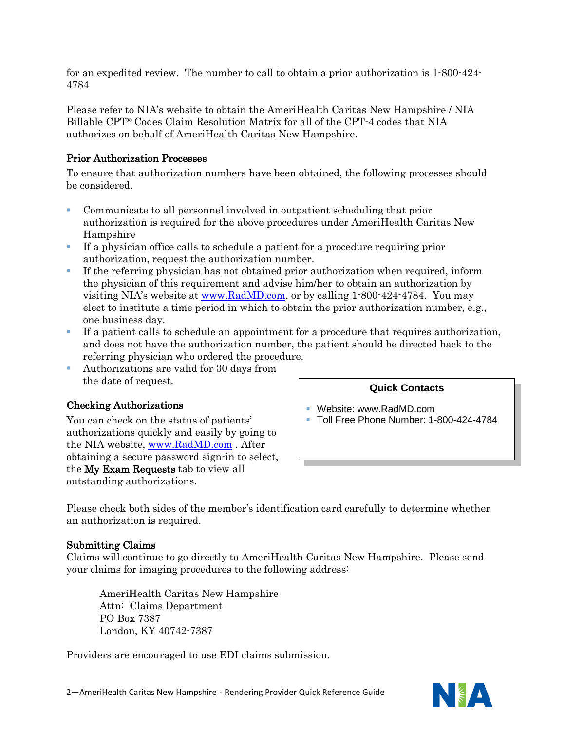for an expedited review. The number to call to obtain a prior authorization is 1-800-424-4784

Please refer to NIA's website to obtain the AmeriHealth Caritas New Hampshire / NIA Billable CPT® Codes Claim Resolution Matrix for all of the CPT-4 codes that NIA authorizes on behalf of AmeriHealth Caritas New Hampshire.

## Prior Authorization Processes

To ensure that authorization numbers have been obtained, the following processes should be considered.

- Communicate to all personnel involved in outpatient scheduling that prior authorization is required for the above procedures under AmeriHealth Caritas New Hampshire
- If a physician office calls to schedule a patient for a procedure requiring prior authorization, request the authorization number.
- If the referring physician has not obtained prior authorization when required, inform the physician of this requirement and advise him/her to obtain an authorization by visiting NIA's website at www.RadMD.com, or by calling 1-800-424-4784. You may elect to institute a time period in which to obtain the prior authorization number, e.g., one business day.
- If a patient calls to schedule an appointment for a procedure that requires authorization, and does not have the authorization number, the patient should be directed back to the referring physician who ordered the procedure.
- Authorizations are valid for 30 days from the date of request.

## Checking Authorizations

You can check on the status of patients' authorizations quickly and easily by going to the NIA website, www.RadMD.com . After obtaining a secure password sign-in to select, the **My Exam Requests** tab to view all outstanding authorizations.

**Quick Contacts**

- Website: www.RadMD.com
- Toll Free Phone Number: 1-800-424-4784

Please check both sides of the member's identification card carefully to determine whether an authorization is required.

## Submitting Claims

Claims will continue to go directly to AmeriHealth Caritas New Hampshire. Please send your claims for imaging procedures to the following address:

AmeriHealth Caritas New Hampshire
Attn: Claims Department
PO Box 7387
London, KY 40742-7387

Providers are encouraged to use EDI claims submission.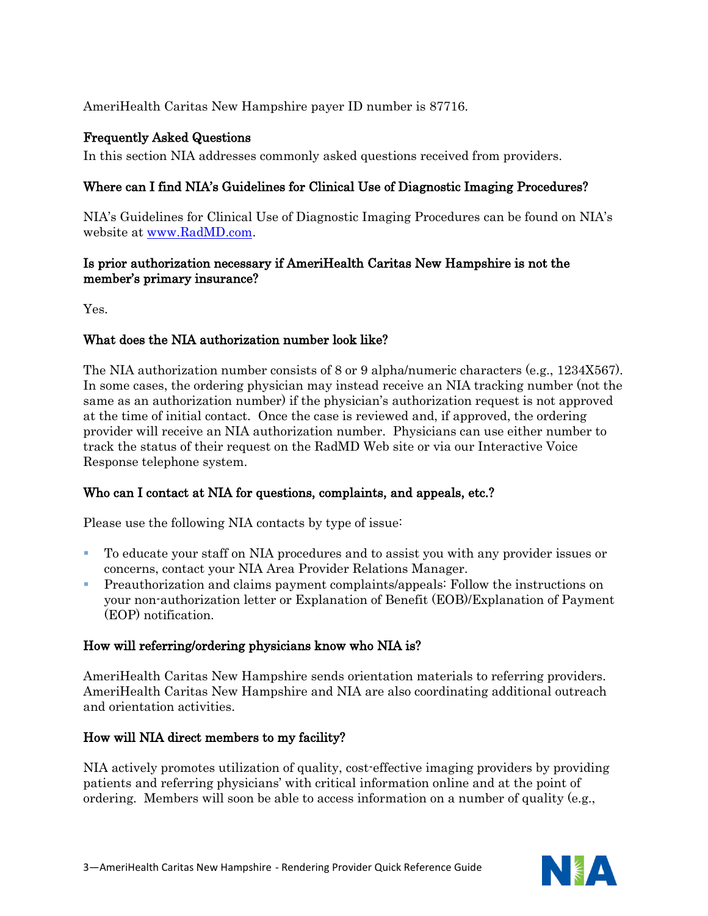AmeriHealth Caritas New Hampshire payer ID number is 87716.

## Frequently Asked Questions

In this section NIA addresses commonly asked questions received from providers.

### Where can I find NIA's Guidelines for Clinical Use of Diagnostic Imaging Procedures?

NIA's Guidelines for Clinical Use of Diagnostic Imaging Procedures can be found on NIA's website at [www.RadMD.com](www.RadMD.com).

### Is prior authorization necessary if AmeriHealth Caritas New Hampshire is not the member's primary insurance?

Yes.

### What does the NIA authorization number look like?

The NIA authorization number consists of 8 or 9 alpha/numeric characters (e.g., 1234X567). In some cases, the ordering physician may instead receive an NIA tracking number (not the same as an authorization number) if the physician's authorization request is not approved at the time of initial contact. Once the case is reviewed and, if approved, the ordering provider will receive an NIA authorization number. Physicians can use either number to track the status of their request on the RadMD Web site or via our Interactive Voice Response telephone system.

### Who can I contact at NIA for questions, complaints, and appeals, etc.?

Please use the following NIA contacts by type of issue:

- To educate your staff on NIA procedures and to assist you with any provider issues or concerns, contact your NIA Area Provider Relations Manager.
- Preauthorization and claims payment complaints/appeals: Follow the instructions on your non-authorization letter or Explanation of Benefit (EOB)/Explanation of Payment (EOP) notification.

### How will referring/ordering physicians know who NIA is?

AmeriHealth Caritas New Hampshire sends orientation materials to referring providers. AmeriHealth Caritas New Hampshire and NIA are also coordinating additional outreach and orientation activities.

### How will NIA direct members to my facility?

NIA actively promotes utilization of quality, cost-effective imaging providers by providing patients and referring physicians' with critical information online and at the point of ordering. Members will soon be able to access information on a number of quality (e.g.,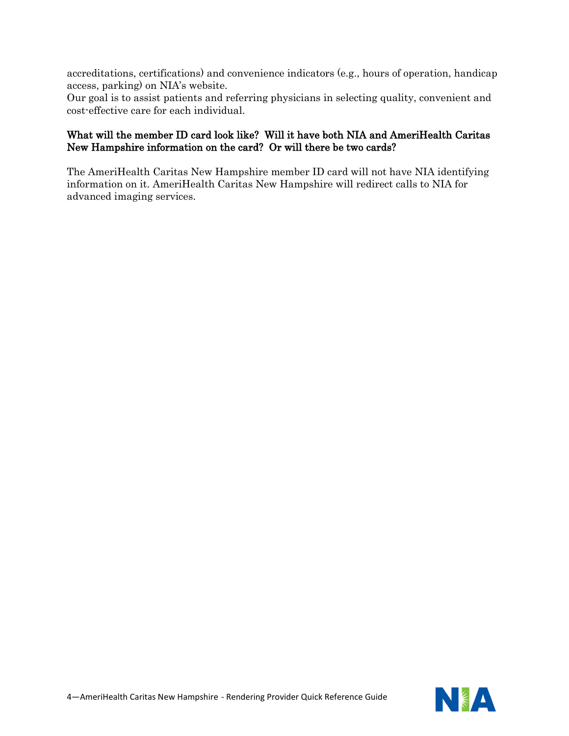accreditations, certifications) and convenience indicators (e.g., hours of operation, handicap access, parking) on NIA's website.

Our goal is to assist patients and referring physicians in selecting quality, convenient and cost-effective care for each individual.

### What will the member ID card look like? Will it have both NIA and AmeriHealth Caritas New Hampshire information on the card? Or will there be two cards?

The AmeriHealth Caritas New Hampshire member ID card will not have NIA identifying information on it. AmeriHealth Caritas New Hampshire will redirect calls to NIA for advanced imaging services.